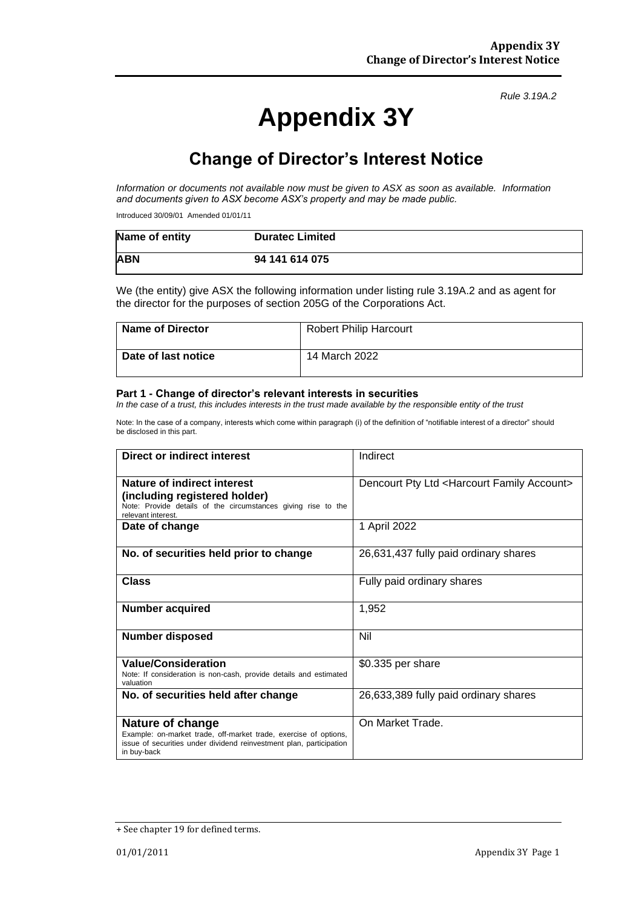*Rule 3.19A.2*

# Appendix 3Y

## Change of Director's Interest Notice

*Information or documents not available now must be given to ASX as soon as available. Information and documents given to ASX become ASX's property and may be made public.*

Introduced 30/09/01 Amended 01/01/11

| **Name of entity** | **Duratec Limited** |
|---|---|
| **ABN** | **94 141 614 075** |

We (the entity) give ASX the following information under listing rule 3.19A.2 and as agent for the director for the purposes of section 205G of the Corporations Act.

| **Name of Director** | Robert Philip Harcourt |
|---|---|
| **Date of last notice** | 14 March 2022 |

### Part 1 - Change of director's relevant interests in securities

*In the case of a trust, this includes interests in the trust made available by the responsible entity of the trust*

Note: In the case of a company, interests which come within paragraph (i) of the definition of "notifiable interest of a director" should be disclosed in this part.

| **Direct or indirect interest** | Indirect |
|---|---|
| **Nature of indirect interest (including registered holder)**<br>Note: Provide details of the circumstances giving rise to the relevant interest. | Dencourt Pty Ltd <Harcourt Family Account> |
| **Date of change** | 1 April 2022 |
| **No. of securities held prior to change** | 26,631,437 fully paid ordinary shares |
| **Class** | Fully paid ordinary shares |
| **Number acquired** | 1,952 |
| **Number disposed** | Nil |
| **Value/Consideration**<br>Note: If consideration is non-cash, provide details and estimated valuation | $0.335 per share |
| **No. of securities held after change** | 26,633,389 fully paid ordinary shares |
| **Nature of change**<br>Example: on-market trade, off-market trade, exercise of options, issue of securities under dividend reinvestment plan, participation in buy-back | On Market Trade. |

+ See chapter 19 for defined terms.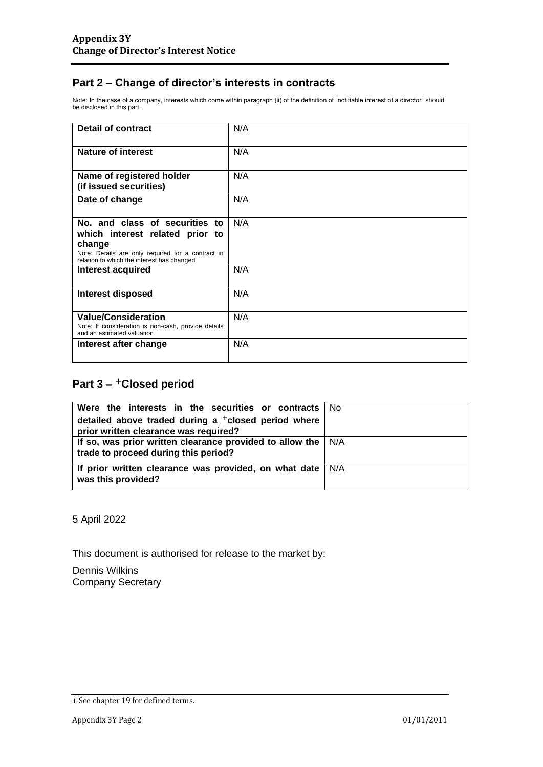## Part 2 – Change of director's interests in contracts

Note: In the case of a company, interests which come within paragraph (ii) of the definition of "notifiable interest of a director" should be disclosed in this part.

| | |
|---|---|
| **Detail of contract** | N/A |
| **Nature of interest** | N/A |
| **Name of registered holder (if issued securities)** | N/A |
| **Date of change** | N/A |
| **No. and class of securities to which interest related prior to change** <br> Note: Details are only required for a contract in relation to which the interest has changed | N/A |
| **Interest acquired** | N/A |
| **Interest disposed** | N/A |
| **Value/Consideration** <br> Note: If consideration is non-cash, provide details and an estimated valuation | N/A |
| **Interest after change** | N/A |

## Part 3 – +Closed period

| | |
|---|---|
| **Were the interests in the securities or contracts detailed above traded during a +closed period where prior written clearance was required?** | No |
| **If so, was prior written clearance provided to allow the trade to proceed during this period?** | N/A |
| **If prior written clearance was provided, on what date was this provided?** | N/A |

5 April 2022

This document is authorised for release to the market by:

Dennis Wilkins
Company Secretary

+ See chapter 19 for defined terms.